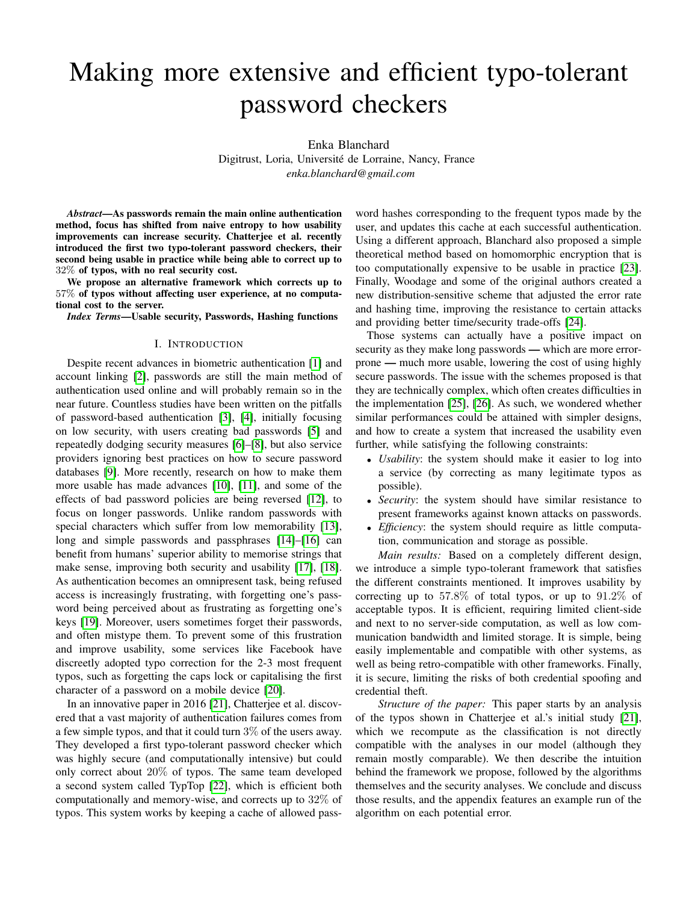# Making more extensive and efficient typo-tolerant password checkers

Enka Blanchard
Digitrust, Loria, Université de Lorraine, Nancy, France
*enka.blanchard@gmail.com*

***Abstract*—As passwords remain the main online authentication method, focus has shifted from naive entropy to how usability improvements can increase security. Chatterjee et al. recently introduced the first two typo-tolerant password checkers, their second being usable in practice while being able to correct up to $32\%$ of typos, with no real security cost.**

**We propose an alternative framework which corrects up to $57\%$ of typos without affecting user experience, at no computational cost to the server.**

***Index Terms*—Usable security, Passwords, Hashing functions**

## I. Introduction

Despite recent advances in biometric authentication [1] and account linking [2], passwords are still the main method of authentication used online and will probably remain so in the near future. Countless studies have been written on the pitfalls of password-based authentication [3], [4], initially focusing on low security, with users creating bad passwords [5] and repeatedly dodging security measures [6]–[8], but also service providers ignoring best practices on how to secure password databases [9]. More recently, research on how to make them more usable has made advances [10], [11], and some of the effects of bad password policies are being reversed [12], to focus on longer passwords. Unlike random passwords with special characters which suffer from low memorability [13], long and simple passwords and passphrases [14]–[16] can benefit from humans' superior ability to memorise strings that make sense, improving both security and usability [17], [18]. As authentication becomes an omnipresent task, being refused access is increasingly frustrating, with forgetting one's password being perceived about as frustrating as forgetting one's keys [19]. Moreover, users sometimes forget their passwords, and often mistype them. To prevent some of this frustration and improve usability, some services like Facebook have discreetly adopted typo correction for the 2-3 most frequent typos, such as forgetting the caps lock or capitalising the first character of a password on a mobile device [20].

In an innovative paper in 2016 [21], Chatterjee et al. discovered that a vast majority of authentication failures comes from a few simple typos, and that it could turn $3\%$ of the users away. They developed a first typo-tolerant password checker which was highly secure (and computationally intensive) but could only correct about $20\%$ of typos. The same team developed a second system called TypTop [22], which is efficient both computationally and memory-wise, and corrects up to $32\%$ of typos. This system works by keeping a cache of allowed password hashes corresponding to the frequent typos made by the user, and updates this cache at each successful authentication. Using a different approach, Blanchard also proposed a simple theoretical method based on homomorphic encryption that is too computationally expensive to be usable in practice [23]. Finally, Woodage and some of the original authors created a new distribution-sensitive scheme that adjusted the error rate and hashing time, improving the resistance to certain attacks and providing better time/security trade-offs [24].

Those systems can actually have a positive impact on security as they make long passwords — which are more error-prone — much more usable, lowering the cost of using highly secure passwords. The issue with the schemes proposed is that they are technically complex, which often creates difficulties in the implementation [25], [26]. As such, we wondered whether similar performances could be attained with simpler designs, and how to create a system that increased the usability even further, while satisfying the following constraints:

- *Usability*: the system should make it easier to log into a service (by correcting as many legitimate typos as possible).
- *Security*: the system should have similar resistance to present frameworks against known attacks on passwords.
- *Efficiency*: the system should require as little computation, communication and storage as possible.

*Main results:* Based on a completely different design, we introduce a simple typo-tolerant framework that satisfies the different constraints mentioned. It improves usability by correcting up to $57.8\%$ of total typos, or up to $91.2\%$ of acceptable typos. It is efficient, requiring limited client-side and next to no server-side computation, as well as low communication bandwidth and limited storage. It is simple, being easily implementable and compatible with other systems, as well as being retro-compatible with other frameworks. Finally, it is secure, limiting the risks of both credential spoofing and credential theft.

*Structure of the paper:* This paper starts by an analysis of the typos shown in Chatterjee et al.'s initial study [21], which we recompute as the classification is not directly compatible with the analyses in our model (although they remain mostly comparable). We then describe the intuition behind the framework we propose, followed by the algorithms themselves and the security analyses. We conclude and discuss those results, and the appendix features an example run of the algorithm on each potential error.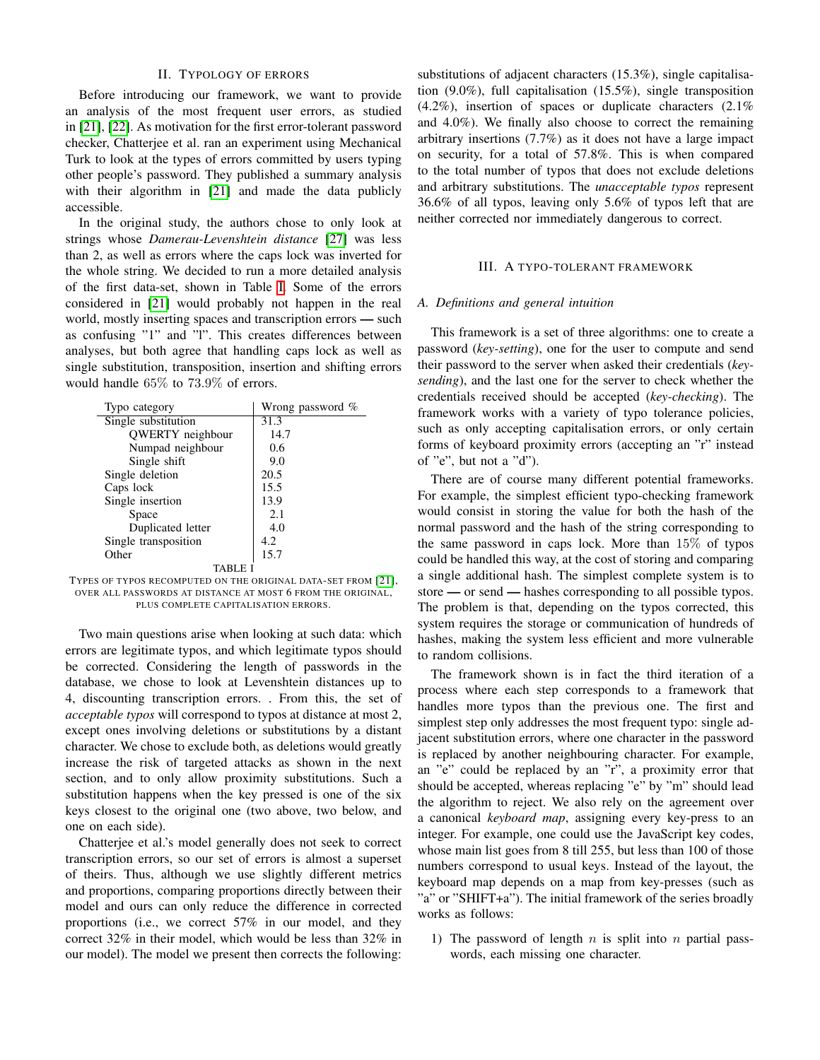## II. Typology of errors

Before introducing our framework, we want to provide an analysis of the most frequent user errors, as studied in [21], [22]. As motivation for the first error-tolerant password checker, Chatterjee et al. ran an experiment using Mechanical Turk to look at the types of errors committed by users typing other people's password. They published a summary analysis with their algorithm in [21] and made the data publicly accessible.

In the original study, the authors chose to only look at strings whose *Damerau-Levenshtein distance* [27] was less than 2, as well as errors where the caps lock was inverted for the whole string. We decided to run a more detailed analysis of the first data-set, shown in Table I. Some of the errors considered in [21] would probably not happen in the real world, mostly inserting spaces and transcription errors — such as confusing "1" and "l". This creates differences between analyses, but both agree that handling caps lock as well as single substitution, transposition, insertion and shifting errors would handle $65\%$ to $73.9\%$ of errors.

| Typo category | Wrong password % |
|---|---|
| Single substitution | 31.3 |
| QWERTY neighbour | 14.7 |
| Numpad neighbour | 0.6 |
| Single shift | 9.0 |
| Single deletion | 20.5 |
| Caps lock | 15.5 |
| Single insertion | 13.9 |
| Space | 2.1 |
| Duplicated letter | 4.0 |
| Single transposition | 4.2 |
| Other | 15.7 |

TABLE I
Types of typos recomputed on the original data-set from [21], over all passwords at distance at most 6 from the original, plus complete capitalisation errors.

Two main questions arise when looking at such data: which errors are legitimate typos, and which legitimate typos should be corrected. Considering the length of passwords in the database, we chose to look at Levenshtein distances up to 4, discounting transcription errors. . From this, the set of *acceptable typos* will correspond to typos at distance at most 2, except ones involving deletions or substitutions by a distant character. We chose to exclude both, as deletions would greatly increase the risk of targeted attacks as shown in the next section, and to only allow proximity substitutions. Such a substitution happens when the key pressed is one of the six keys closest to the original one (two above, two below, and one on each side).

Chatterjee et al.'s model generally does not seek to correct transcription errors, so our set of errors is almost a superset of theirs. Thus, although we use slightly different metrics and proportions, comparing proportions directly between their model and ours can only reduce the difference in corrected proportions (i.e., we correct 57% in our model, and they correct 32% in their model, which would be less than 32% in our model). The model we present then corrects the following: substitutions of adjacent characters (15.3%), single capitalisation (9.0%), full capitalisation (15.5%), single transposition (4.2%), insertion of spaces or duplicate characters (2.1% and 4.0%). We finally also choose to correct the remaining arbitrary insertions (7.7%) as it does not have a large impact on security, for a total of 57.8%. This is when compared to the total number of typos that does not exclude deletions and arbitrary substitutions. The *unacceptable typos* represent 36.6% of all typos, leaving only 5.6% of typos left that are neither corrected nor immediately dangerous to correct.

## III. A typo-tolerant framework

### A. Definitions and general intuition

This framework is a set of three algorithms: one to create a password (*key-setting*), one for the user to compute and send their password to the server when asked their credentials (*key-sending*), and the last one for the server to check whether the credentials received should be accepted (*key-checking*). The framework works with a variety of typo tolerance policies, such as only accepting capitalisation errors, or only certain forms of keyboard proximity errors (accepting an "r" instead of "e", but not a "d").

There are of course many different potential frameworks. For example, the simplest efficient typo-checking framework would consist in storing the value for both the hash of the normal password and the hash of the string corresponding to the same password in caps lock. More than $15\%$ of typos could be handled this way, at the cost of storing and comparing a single additional hash. The simplest complete system is to store — or send — hashes corresponding to all possible typos. The problem is that, depending on the typos corrected, this system requires the storage or communication of hundreds of hashes, making the system less efficient and more vulnerable to random collisions.

The framework shown is in fact the third iteration of a process where each step corresponds to a framework that handles more typos than the previous one. The first and simplest step only addresses the most frequent typo: single adjacent substitution errors, where one character in the password is replaced by another neighbouring character. For example, an "e" could be replaced by an "r", a proximity error that should be accepted, whereas replacing "e" by "m" should lead the algorithm to reject. We also rely on the agreement over a canonical *keyboard map*, assigning every key-press to an integer. For example, one could use the JavaScript key codes, whose main list goes from 8 till 255, but less than 100 of those numbers correspond to usual keys. Instead of the layout, the keyboard map depends on a map from key-presses (such as "a" or "SHIFT+a"). The initial framework of the series broadly works as follows:

1) The password of length $n$ is split into $n$ partial passwords, each missing one character.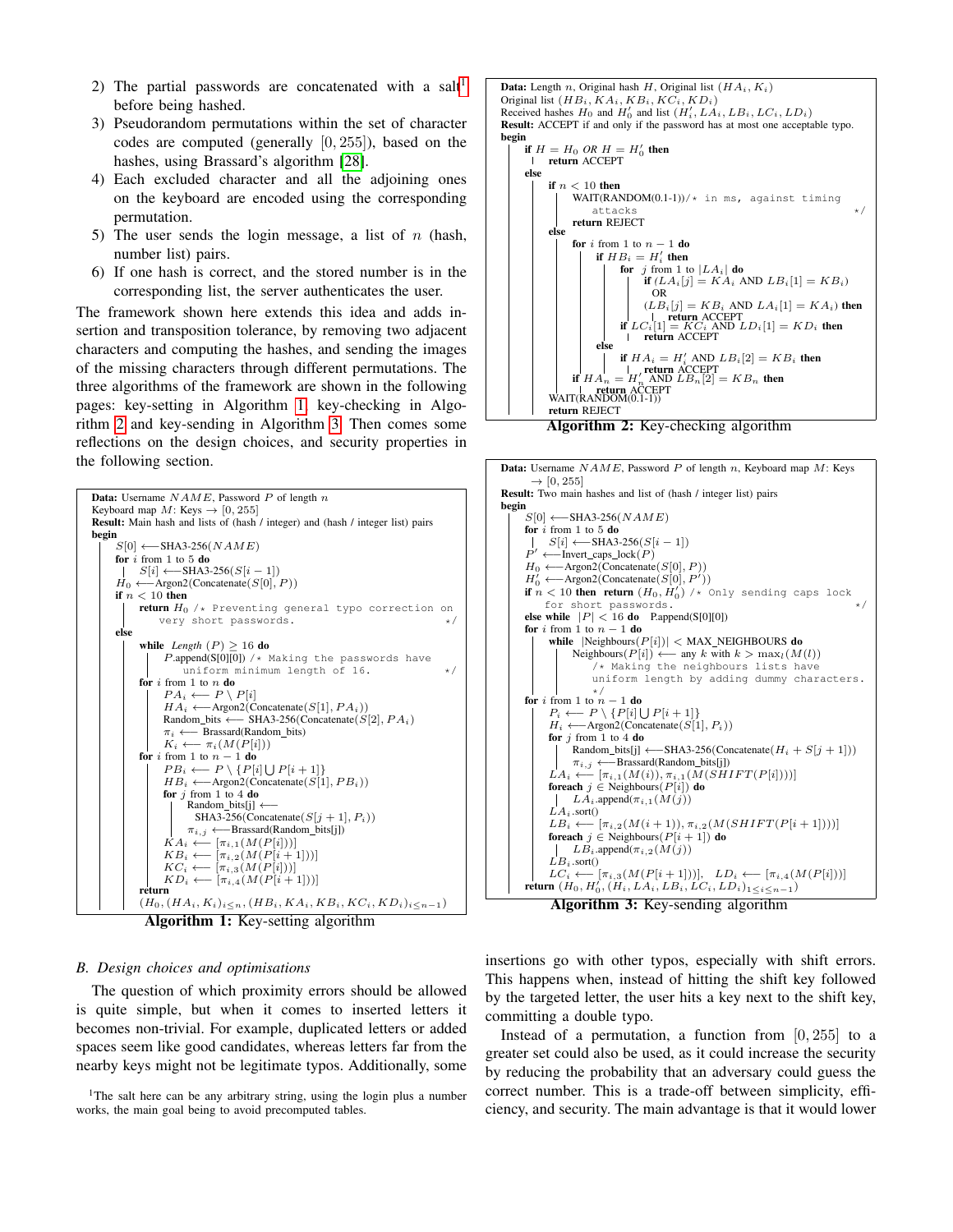2) The partial passwords are concatenated with a salt[1] before being hashed.
3) Pseudorandom permutations within the set of character codes are computed (generally $[0, 255]$), based on the hashes, using Brassard's algorithm [28].
4) Each excluded character and all the adjoining ones on the keyboard are encoded using the corresponding permutation.
5) The user sends the login message, a list of $n$ (hash, number list) pairs.
6) If one hash is correct, and the stored number is in the corresponding list, the server authenticates the user.

The framework shown here extends this idea and adds insertion and transposition tolerance, by removing two adjacent characters and computing the hashes, and sending the images of the missing characters through different permutations. The three algorithms of the framework are shown in the following pages: key-setting in Algorithm 1, key-checking in Algorithm 2 and key-sending in Algorithm 3. Then comes some reflections on the design choices, and security properties in the following section.

```
Data: Username NAME, Password P of length n
Keyboard map M: Keys → [0, 255]
Result: Main hash and lists of (hash / integer) and (hash / integer list) pairs
begin
    S[0] ⟵ SHA3-256(NAME)
    for i from 1 to 5 do
        S[i] ⟵ SHA3-256(S[i − 1])
    H_0 ⟵ Argon2(Concatenate(S[0], P))
    if n < 10 then
        return H_0 /* Preventing general typo correction on
            very short passwords. */
    else
        while Length(P) ≥ 16 do
            P.append(S[0][0]) /* Making the passwords have
                uniform minimum length of 16. */
        for i from 1 to n do
            PA_i ⟵ P \ P[i]
            HA_i ⟵ Argon2(Concatenate(S[1], PA_i))
            Random_bits ⟵ SHA3-256(Concatenate(S[2], PA_i)
            π_i ⟵ Brassard(Random_bits)
            K_i ⟵ π_i(M(P[i]))
        for i from 1 to n − 1 do
            PB_i ⟵ P \ {P[i] ∪ P[i + 1]}
            HB_i ⟵ Argon2(Concatenate(S[1], PB_i))
            for j from 1 to 4 do
                Random_bits[j] ⟵
                    SHA3-256(Concatenate(S[j + 1], P_i))
                π_{i,j} ⟵ Brassard(Random_bits[j])
            KA_i ⟵ [π_{i,1}(M(P[i]))]
            KB_i ⟵ [π_{i,2}(M(P[i + 1]))]
            KC_i ⟵ [π_{i,3}(M(P[i]))]
            KD_i ⟵ [π_{i,4}(M(P[i + 1]))]
        return
            (H_0, (HA_i, K_i)_{i≤n}, (HB_i, KA_i, KB_i, KC_i, KD_i)_{i≤n−1})
```

**Algorithm 1:** Key-setting algorithm

```
Data: Length n, Original hash H, Original list (HA_i, K_i)
Original list (HB_i, KA_i, KB_i, KC_i, KD_i)
Received hashes H_0 and H'_0 and list (H'_i, LA_i, LB_i, LC_i, LD_i)
Result: ACCEPT if and only if the password has at most one acceptable typo.
begin
    if H = H_0 OR H = H'_0 then
        return ACCEPT
    else
        if n < 10 then
            WAIT(RANDOM(0.1-1)) /* in ms, against timing
                attacks */
            return REJECT
        else
            for i from 1 to n − 1 do
                if HB_i = H'_i then
                    for j from 1 to |LA_i| do
                        if (LA_i[j] = KA_i AND LB_i[1] = KB_i)
                          OR
                          (LB_i[j] = KB_i AND LA_i[1] = KA_i) then
                            return ACCEPT
                    if LC_i[1] = KC_i AND LD_i[1] = KD_i then
                        return ACCEPT
                else
                    if HA_i = H'_i AND LB_i[2] = KB_i then
                        return ACCEPT
            if HA_n = H'_n AND LB_n[2] = KB_n then
                return ACCEPT
            WAIT(RANDOM(0.1-1))
            return REJECT
```

**Algorithm 2:** Key-checking algorithm

```
Data: Username NAME, Password P of length n, Keyboard map M: Keys
    → [0, 255]
Result: Two main hashes and list of (hash / integer list) pairs
begin
    S[0] ⟵ SHA3-256(NAME)
    for i from 1 to 5 do
        S[i] ⟵ SHA3-256(S[i − 1])
    P' ⟵ Invert_caps_lock(P)
    H_0 ⟵ Argon2(Concatenate(S[0], P))
    H'_0 ⟵ Argon2(Concatenate(S[0], P'))
    if n < 10 then return (H_0, H'_0) /* Only sending caps lock
        for short passwords. */
    else while |P| < 16 do  P.append(S[0][0])
    for i from 1 to n − 1 do
        while |Neighbours(P[i])| < MAX_NEIGHBOURS do
            Neighbours(P[i]) ⟵ any k with k > max_l(M(l))
                /* Making the neighbours lists have
                uniform length by adding dummy characters.
                */
    for i from 1 to n − 1 do
        P_i ⟵ P \ {P[i] ∪ P[i + 1]}
        H_i ⟵ Argon2(Concatenate(S[1], P_i))
        for j from 1 to 4 do
            Random_bits[j] ⟵ SHA3-256(Concatenate(H_i + S[j + 1]))
            π_{i,j} ⟵ Brassard(Random_bits[j])
        LA_i ⟵ [π_{i,1}(M(i)), π_{i,1}(M(SHIFT(P[i])))]
        foreach j ∈ Neighbours(P[i]) do
            LA_i.append(π_{i,1}(M(j))
        LA_i.sort()
        LB_i ⟵ [π_{i,2}(M(i + 1)), π_{i,2}(M(SHIFT(P[i + 1])))]
        foreach j ∈ Neighbours(P[i + 1]) do
            LB_i.append(π_{i,2}(M(j))
        LB_i.sort()
        LC_i ⟵ [π_{i,3}(M(P[i + 1]))],   LD_i ⟵ [π_{i,4}(M(P[i]))]
    return (H_0, H'_0, (H_i, LA_i, LB_i, LC_i, LD_i)_{1≤i≤n−1})
```

**Algorithm 3:** Key-sending algorithm

### B. Design choices and optimisations

The question of which proximity errors should be allowed is quite simple, but when it comes to inserted letters it becomes non-trivial. For example, duplicated letters or added spaces seem like good candidates, whereas letters far from the nearby keys might not be legitimate typos. Additionally, some insertions go with other typos, especially with shift errors. This happens when, instead of hitting the shift key followed by the targeted letter, the user hits a key next to the shift key, committing a double typo.

Instead of a permutation, a function from $[0, 255]$ to a greater set could also be used, as it could increase the security by reducing the probability that an adversary could guess the correct number. This is a trade-off between simplicity, efficiency, and security. The main advantage is that it would lower

[1]The salt here can be any arbitrary string, using the login plus a number works, the main goal being to avoid precomputed tables.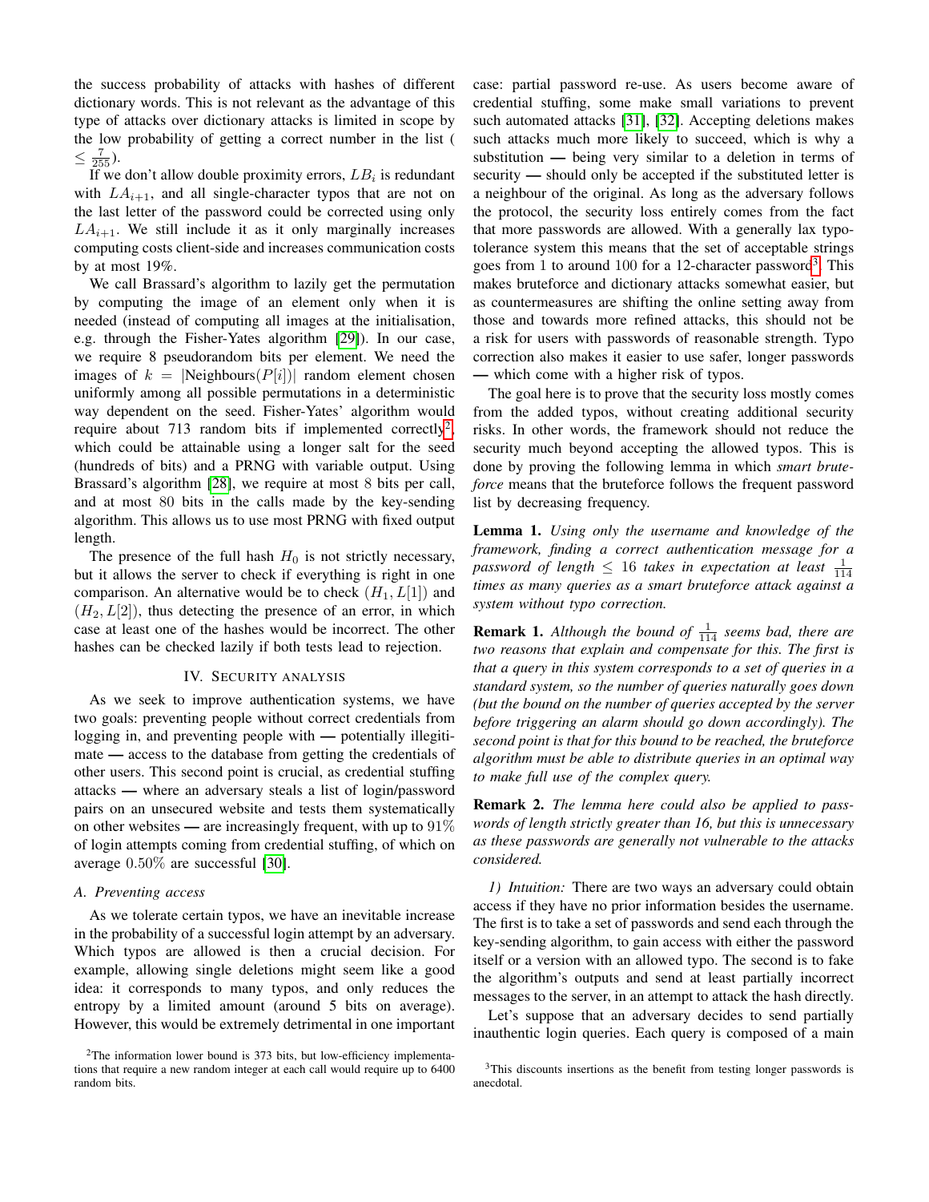the success probability of attacks with hashes of different dictionary words. This is not relevant as the advantage of this type of attacks over dictionary attacks is limited in scope by the low probability of getting a correct number in the list ( $\leq \frac{7}{255}$).

If we don't allow double proximity errors, $LB_i$ is redundant with $LA_{i+1}$, and all single-character typos that are not on the last letter of the password could be corrected using only $LA_{i+1}$. We still include it as it only marginally increases computing costs client-side and increases communication costs by at most 19%.

We call Brassard's algorithm to lazily get the permutation by computing the image of an element only when it is needed (instead of computing all images at the initialisation, e.g. through the Fisher-Yates algorithm [29]). In our case, we require 8 pseudorandom bits per element. We need the images of $k = |\text{Neighbours}(P[i])|$ random element chosen uniformly among all possible permutations in a deterministic way dependent on the seed. Fisher-Yates' algorithm would require about 713 random bits if implemented correctly[2], which could be attainable using a longer salt for the seed (hundreds of bits) and a PRNG with variable output. Using Brassard's algorithm [28], we require at most 8 bits per call, and at most 80 bits in the calls made by the key-sending algorithm. This allows us to use most PRNG with fixed output length.

The presence of the full hash $H_0$ is not strictly necessary, but it allows the server to check if everything is right in one comparison. An alternative would be to check $(H_1, L[1])$ and $(H_2, L[2])$, thus detecting the presence of an error, in which case at least one of the hashes would be incorrect. The other hashes can be checked lazily if both tests lead to rejection.

## IV. Security analysis

As we seek to improve authentication systems, we have two goals: preventing people without correct credentials from logging in, and preventing people with — potentially illegitimate — access to the database from getting the credentials of other users. This second point is crucial, as credential stuffing attacks — where an adversary steals a list of login/password pairs on an unsecured website and tests them systematically on other websites — are increasingly frequent, with up to 91% of login attempts coming from credential stuffing, of which on average 0.50% are successful [30].

### A. Preventing access

As we tolerate certain typos, we have an inevitable increase in the probability of a successful login attempt by an adversary. Which typos are allowed is then a crucial decision. For example, allowing single deletions might seem like a good idea: it corresponds to many typos, and only reduces the entropy by a limited amount (around 5 bits on average). However, this would be extremely detrimental in one important case: partial password re-use. As users become aware of credential stuffing, some make small variations to prevent such automated attacks [31], [32]. Accepting deletions makes such attacks much more likely to succeed, which is why a substitution — being very similar to a deletion in terms of security — should only be accepted if the substituted letter is a neighbour of the original. As long as the adversary follows the protocol, the security loss entirely comes from the fact that more passwords are allowed. With a generally lax typo-tolerance system this means that the set of acceptable strings goes from 1 to around 100 for a 12-character password[3]. This makes bruteforce and dictionary attacks somewhat easier, but as countermeasures are shifting the online setting away from those and towards more refined attacks, this should not be a risk for users with passwords of reasonable strength. Typo correction also makes it easier to use safer, longer passwords — which come with a higher risk of typos.

The goal here is to prove that the security loss mostly comes from the added typos, without creating additional security risks. In other words, the framework should not reduce the security much beyond accepting the allowed typos. This is done by proving the following lemma in which *smart bruteforce* means that the bruteforce follows the frequent password list by decreasing frequency.

**Lemma 1.** *Using only the username and knowledge of the framework, finding a correct authentication message for a password of length $\leq 16$ takes in expectation at least $\frac{1}{114}$ times as many queries as a smart bruteforce attack against a system without typo correction.*

**Remark 1.** *Although the bound of $\frac{1}{114}$ seems bad, there are two reasons that explain and compensate for this. The first is that a query in this system corresponds to a set of queries in a standard system, so the number of queries naturally goes down (but the bound on the number of queries accepted by the server before triggering an alarm should go down accordingly). The second point is that for this bound to be reached, the bruteforce algorithm must be able to distribute queries in an optimal way to make full use of the complex query.*

**Remark 2.** *The lemma here could also be applied to passwords of length strictly greater than 16, but this is unnecessary as these passwords are generally not vulnerable to the attacks considered.*

*1) Intuition:* There are two ways an adversary could obtain access if they have no prior information besides the username. The first is to take a set of passwords and send each through the key-sending algorithm, to gain access with either the password itself or a version with an allowed typo. The second is to fake the algorithm's outputs and send at least partially incorrect messages to the server, in an attempt to attack the hash directly.

Let's suppose that an adversary decides to send partially inauthentic login queries. Each query is composed of a main

[2] The information lower bound is 373 bits, but low-efficiency implementations that require a new random integer at each call would require up to 6400 random bits.

[3] This discounts insertions as the benefit from testing longer passwords is anecdotal.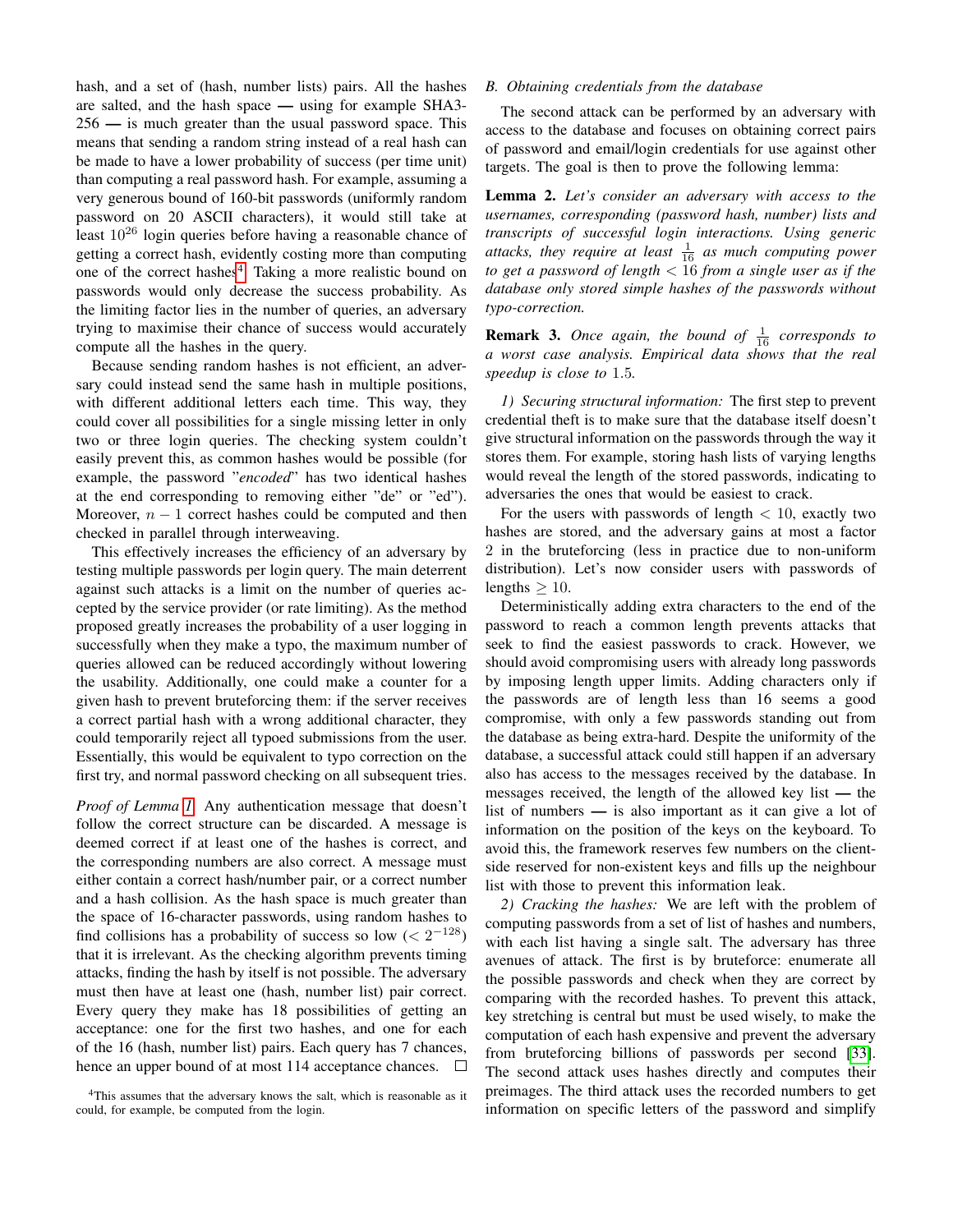hash, and a set of (hash, number lists) pairs. All the hashes are salted, and the hash space — using for example SHA3-256 — is much greater than the usual password space. This means that sending a random string instead of a real hash can be made to have a lower probability of success (per time unit) than computing a real password hash. For example, assuming a very generous bound of 160-bit passwords (uniformly random password on 20 ASCII characters), it would still take at least $10^{26}$ login queries before having a reasonable chance of getting a correct hash, evidently costing more than computing one of the correct hashes[4]. Taking a more realistic bound on passwords would only decrease the success probability. As the limiting factor lies in the number of queries, an adversary trying to maximise their chance of success would accurately compute all the hashes in the query.

Because sending random hashes is not efficient, an adversary could instead send the same hash in multiple positions, with different additional letters each time. This way, they could cover all possibilities for a single missing letter in only two or three login queries. The checking system couldn't easily prevent this, as common hashes would be possible (for example, the password "*encoded*" has two identical hashes at the end corresponding to removing either "de" or "ed"). Moreover, $n-1$ correct hashes could be computed and then checked in parallel through interweaving.

This effectively increases the efficiency of an adversary by testing multiple passwords per login query. The main deterrent against such attacks is a limit on the number of queries accepted by the service provider (or rate limiting). As the method proposed greatly increases the probability of a user logging in successfully when they make a typo, the maximum number of queries allowed can be reduced accordingly without lowering the usability. Additionally, one could make a counter for a given hash to prevent bruteforcing them: if the server receives a correct partial hash with a wrong additional character, they could temporarily reject all typoed submissions from the user. Essentially, this would be equivalent to typo correction on the first try, and normal password checking on all subsequent tries.

*Proof of Lemma 1.* Any authentication message that doesn't follow the correct structure can be discarded. A message is deemed correct if at least one of the hashes is correct, and the corresponding numbers are also correct. A message must either contain a correct hash/number pair, or a correct number and a hash collision. As the hash space is much greater than the space of 16-character passwords, using random hashes to find collisions has a probability of success so low ($< 2^{-128}$) that it is irrelevant. As the checking algorithm prevents timing attacks, finding the hash by itself is not possible. The adversary must then have at least one (hash, number list) pair correct. Every query they make has 18 possibilities of getting an acceptance: one for the first two hashes, and one for each of the 16 (hash, number list) pairs. Each query has 7 chances, hence an upper bound of at most 114 acceptance chances. □

[4]This assumes that the adversary knows the salt, which is reasonable as it could, for example, be computed from the login.

### B. Obtaining credentials from the database

The second attack can be performed by an adversary with access to the database and focuses on obtaining correct pairs of password and email/login credentials for use against other targets. The goal is then to prove the following lemma:

**Lemma 2.** *Let's consider an adversary with access to the usernames, corresponding (password hash, number) lists and transcripts of successful login interactions. Using generic attacks, they require at least $\frac{1}{16}$ as much computing power to get a password of length $< 16$ from a single user as if the database only stored simple hashes of the passwords without typo-correction.*

**Remark 3.** *Once again, the bound of $\frac{1}{16}$ corresponds to a worst case analysis. Empirical data shows that the real speedup is close to* 1.5*.*

*1) Securing structural information:* The first step to prevent credential theft is to make sure that the database itself doesn't give structural information on the passwords through the way it stores them. For example, storing hash lists of varying lengths would reveal the length of the stored passwords, indicating to adversaries the ones that would be easiest to crack.

For the users with passwords of length $< 10$, exactly two hashes are stored, and the adversary gains at most a factor 2 in the bruteforcing (less in practice due to non-uniform distribution). Let's now consider users with passwords of lengths $\geq 10$.

Deterministically adding extra characters to the end of the password to reach a common length prevents attacks that seek to find the easiest passwords to crack. However, we should avoid compromising users with already long passwords by imposing length upper limits. Adding characters only if the passwords are of length less than 16 seems a good compromise, with only a few passwords standing out from the database as being extra-hard. Despite the uniformity of the database, a successful attack could still happen if an adversary also has access to the messages received by the database. In messages received, the length of the allowed key list — the list of numbers — is also important as it can give a lot of information on the position of the keys on the keyboard. To avoid this, the framework reserves few numbers on the client-side reserved for non-existent keys and fills up the neighbour list with those to prevent this information leak.

*2) Cracking the hashes:* We are left with the problem of computing passwords from a set of list of hashes and numbers, with each list having a single salt. The adversary has three avenues of attack. The first is by bruteforce: enumerate all the possible passwords and check when they are correct by comparing with the recorded hashes. To prevent this attack, key stretching is central but must be used wisely, to make the computation of each hash expensive and prevent the adversary from bruteforcing billions of passwords per second [33]. The second attack uses hashes directly and computes their preimages. The third attack uses the recorded numbers to get information on specific letters of the password and simplify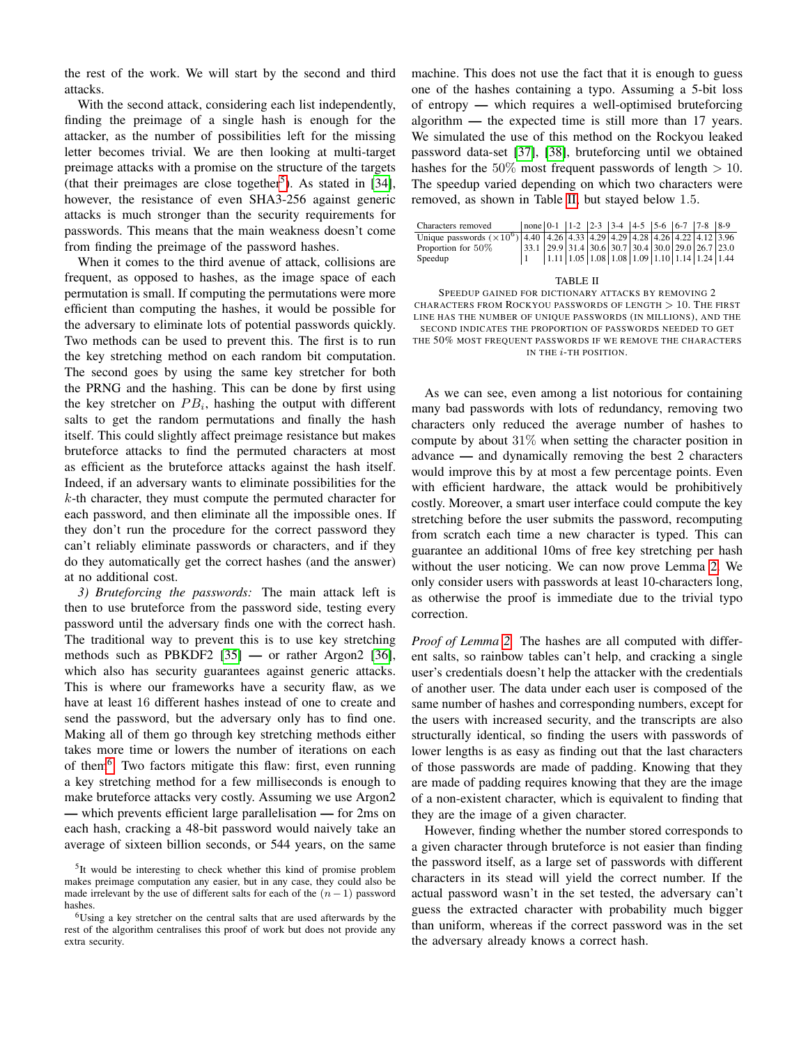the rest of the work. We will start by the second and third attacks.

With the second attack, considering each list independently, finding the preimage of a single hash is enough for the attacker, as the number of possibilities left for the missing letter becomes trivial. We are then looking at multi-target preimage attacks with a promise on the structure of the targets (that their preimages are close together[5]). As stated in [34], however, the resistance of even SHA3-256 against generic attacks is much stronger than the security requirements for passwords. This means that the main weakness doesn't come from finding the preimage of the password hashes.

When it comes to the third avenue of attack, collisions are frequent, as opposed to hashes, as the image space of each permutation is small. If computing the permutations were more efficient than computing the hashes, it would be possible for the adversary to eliminate lots of potential passwords quickly. Two methods can be used to prevent this. The first is to run the key stretching method on each random bit computation. The second goes by using the same key stretcher for both the PRNG and the hashing. This can be done by first using the key stretcher on $PB_i$, hashing the output with different salts to get the random permutations and finally the hash itself. This could slightly affect preimage resistance but makes bruteforce attacks to find the permuted characters at most as efficient as the bruteforce attacks against the hash itself. Indeed, if an adversary wants to eliminate possibilities for the $k$-th character, they must compute the permuted character for each password, and then eliminate all the impossible ones. If they don't run the procedure for the correct password they can't reliably eliminate passwords or characters, and if they do they automatically get the correct hashes (and the answer) at no additional cost.

*3) Bruteforcing the passwords:* The main attack left is then to use bruteforce from the password side, testing every password until the adversary finds one with the correct hash. The traditional way to prevent this is to use key stretching methods such as PBKDF2 [35] — or rather Argon2 [36], which also has security guarantees against generic attacks. This is where our frameworks have a security flaw, as we have at least 16 different hashes instead of one to create and send the password, but the adversary only has to find one. Making all of them go through key stretching methods either takes more time or lowers the number of iterations on each of them[6]. Two factors mitigate this flaw: first, even running a key stretching method for a few milliseconds is enough to make bruteforce attacks very costly. Assuming we use Argon2 — which prevents efficient large parallelisation — for 2ms on each hash, cracking a 48-bit password would naively take an average of sixteen billion seconds, or 544 years, on the same machine. This does not use the fact that it is enough to guess one of the hashes containing a typo. Assuming a 5-bit loss of entropy — which requires a well-optimised bruteforcing algorithm — the expected time is still more than 17 years. We simulated the use of this method on the Rockyou leaked password data-set [37], [38], bruteforcing until we obtained hashes for the 50% most frequent passwords of length > 10. The speedup varied depending on which two characters were removed, as shown in Table II, but stayed below 1.5.

| Characters removed | none | 0-1 | 1-2 | 2-3 | 3-4 | 4-5 | 5-6 | 6-7 | 7-8 | 8-9 |
|---|---|---|---|---|---|---|---|---|---|---|
| Unique passwords ($\times 10^6$) | 4.40 | 4.26 | 4.33 | 4.29 | 4.29 | 4.28 | 4.26 | 4.22 | 4.12 | 3.96 |
| Proportion for 50% | 33.1 | 29.9 | 31.4 | 30.6 | 30.7 | 30.4 | 30.0 | 29.0 | 26.7 | 23.0 |
| Speedup | 1 | 1.11 | 1.05 | 1.08 | 1.08 | 1.09 | 1.10 | 1.14 | 1.24 | 1.44 |

TABLE II
SPEEDUP GAINED FOR DICTIONARY ATTACKS BY REMOVING 2 CHARACTERS FROM ROCKYOU PASSWORDS OF LENGTH > 10. THE FIRST LINE HAS THE NUMBER OF UNIQUE PASSWORDS (IN MILLIONS), AND THE SECOND INDICATES THE PROPORTION OF PASSWORDS NEEDED TO GET THE 50% MOST FREQUENT PASSWORDS IF WE REMOVE THE CHARACTERS IN THE $i$-TH POSITION.

As we can see, even among a list notorious for containing many bad passwords with lots of redundancy, removing two characters only reduced the average number of hashes to compute by about 31% when setting the character position in advance — and dynamically removing the best 2 characters would improve this by at most a few percentage points. Even with efficient hardware, the attack would be prohibitively costly. Moreover, a smart user interface could compute the key stretching before the user submits the password, recomputing from scratch each time a new character is typed. This can guarantee an additional 10ms of free key stretching per hash without the user noticing. We can now prove Lemma 2. We only consider users with passwords at least 10-characters long, as otherwise the proof is immediate due to the trivial typo correction.

*Proof of Lemma 2.* The hashes are all computed with different salts, so rainbow tables can't help, and cracking a single user's credentials doesn't help the attacker with the credentials of another user. The data under each user is composed of the same number of hashes and corresponding numbers, except for the users with increased security, and the transcripts are also structurally identical, so finding the users with passwords of lower lengths is as easy as finding out that the last characters of those passwords are made of padding. Knowing that they are made of padding requires knowing that they are the image of a non-existent character, which is equivalent to finding that they are the image of a given character.

However, finding whether the number stored corresponds to a given character through bruteforce is not easier than finding the password itself, as a large set of passwords with different characters in its stead will yield the correct number. If the actual password wasn't in the set tested, the adversary can't guess the extracted character with probability much bigger than uniform, whereas if the correct password was in the set the adversary already knows a correct hash.

[5] It would be interesting to check whether this kind of promise problem makes preimage computation any easier, but in any case, they could also be made irrelevant by the use of different salts for each of the $(n-1)$ password hashes.

[6] Using a key stretcher on the central salts that are used afterwards by the rest of the algorithm centralises this proof of work but does not provide any extra security.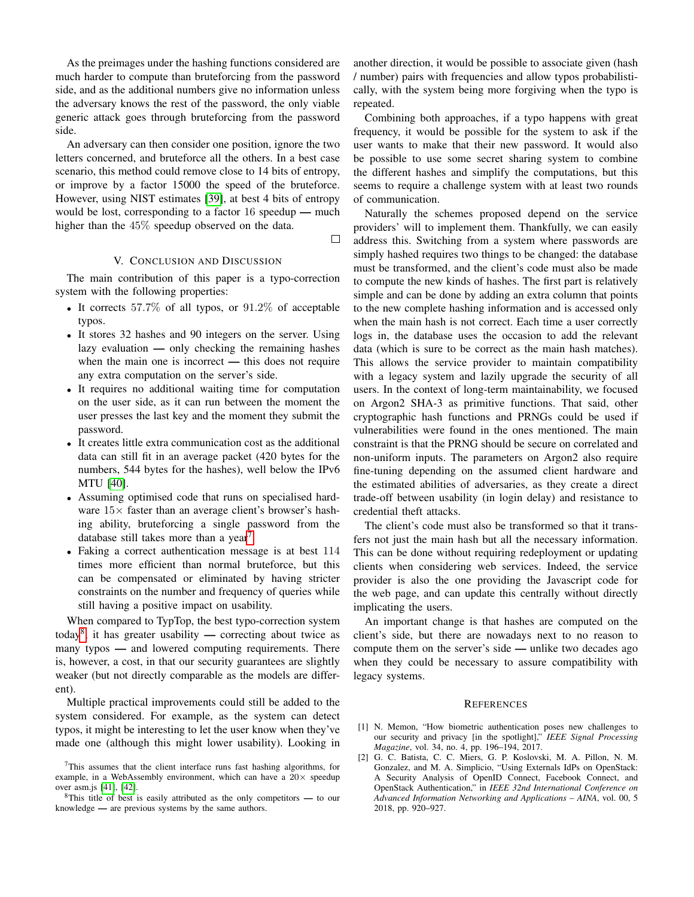As the preimages under the hashing functions considered are much harder to compute than bruteforcing from the password side, and as the additional numbers give no information unless the adversary knows the rest of the password, the only viable generic attack goes through bruteforcing from the password side.

An adversary can then consider one position, ignore the two letters concerned, and bruteforce all the others. In a best case scenario, this method could remove close to 14 bits of entropy, or improve by a factor 15000 the speed of the bruteforce. However, using NIST estimates [39], at best 4 bits of entropy would be lost, corresponding to a factor 16 speedup — much higher than the 45% speedup observed on the data.

□

## V. Conclusion and Discussion

The main contribution of this paper is a typo-correction system with the following properties:

- It corrects 57.7% of all typos, or 91.2% of acceptable typos.
- It stores 32 hashes and 90 integers on the server. Using lazy evaluation — only checking the remaining hashes when the main one is incorrect — this does not require any extra computation on the server's side.
- It requires no additional waiting time for computation on the user side, as it can run between the moment the user presses the last key and the moment they submit the password.
- It creates little extra communication cost as the additional data can still fit in an average packet (420 bytes for the numbers, 544 bytes for the hashes), well below the IPv6 MTU [40].
- Assuming optimised code that runs on specialised hardware $15\times$ faster than an average client's browser's hashing ability, bruteforcing a single password from the database still takes more than a year[7].
- Faking a correct authentication message is at best 114 times more efficient than normal bruteforce, but this can be compensated or eliminated by having stricter constraints on the number and frequency of queries while still having a positive impact on usability.

When compared to TypTop, the best typo-correction system today[8], it has greater usability — correcting about twice as many typos — and lowered computing requirements. There is, however, a cost, in that our security guarantees are slightly weaker (but not directly comparable as the models are different).

Multiple practical improvements could still be added to the system considered. For example, as the system can detect typos, it might be interesting to let the user know when they've made one (although this might lower usability). Looking in another direction, it would be possible to associate given (hash / number) pairs with frequencies and allow typos probabilistically, with the system being more forgiving when the typo is repeated.

Combining both approaches, if a typo happens with great frequency, it would be possible for the system to ask if the user wants to make that their new password. It would also be possible to use some secret sharing system to combine the different hashes and simplify the computations, but this seems to require a challenge system with at least two rounds of communication.

Naturally the schemes proposed depend on the service providers' will to implement them. Thankfully, we can easily address this. Switching from a system where passwords are simply hashed requires two things to be changed: the database must be transformed, and the client's code must also be made to compute the new kinds of hashes. The first part is relatively simple and can be done by adding an extra column that points to the new complete hashing information and is accessed only when the main hash is not correct. Each time a user correctly logs in, the database uses the occasion to add the relevant data (which is sure to be correct as the main hash matches). This allows the service provider to maintain compatibility with a legacy system and lazily upgrade the security of all users. In the context of long-term maintainability, we focused on Argon2 SHA-3 as primitive functions. That said, other cryptographic hash functions and PRNGs could be used if vulnerabilities were found in the ones mentioned. The main constraint is that the PRNG should be secure on correlated and non-uniform inputs. The parameters on Argon2 also require fine-tuning depending on the assumed client hardware and the estimated abilities of adversaries, as they create a direct trade-off between usability (in login delay) and resistance to credential theft attacks.

The client's code must also be transformed so that it transfers not just the main hash but all the necessary information. This can be done without requiring redeployment or updating clients when considering web services. Indeed, the service provider is also the one providing the Javascript code for the web page, and can update this centrally without directly implicating the users.

An important change is that hashes are computed on the client's side, but there are nowadays next to no reason to compute them on the server's side — unlike two decades ago when they could be necessary to assure compatibility with legacy systems.

[7] This assumes that the client interface runs fast hashing algorithms, for example, in a WebAssembly environment, which can have a $20\times$ speedup over asm.js [41], [42].

[8] This title of best is easily attributed as the only competitors — to our knowledge — are previous systems by the same authors.

## References

[1] N. Memon, "How biometric authentication poses new challenges to our security and privacy [in the spotlight]," *IEEE Signal Processing Magazine*, vol. 34, no. 4, pp. 196–194, 2017.

[2] G. C. Batista, C. C. Miers, G. P. Koslovski, M. A. Pillon, N. M. Gonzalez, and M. A. Simplicio, "Using Externals IdPs on OpenStack: A Security Analysis of OpenID Connect, Facebook Connect, and OpenStack Authentication," in *IEEE 32nd International Conference on Advanced Information Networking and Applications – AINA*, vol. 00, 5 2018, pp. 920–927.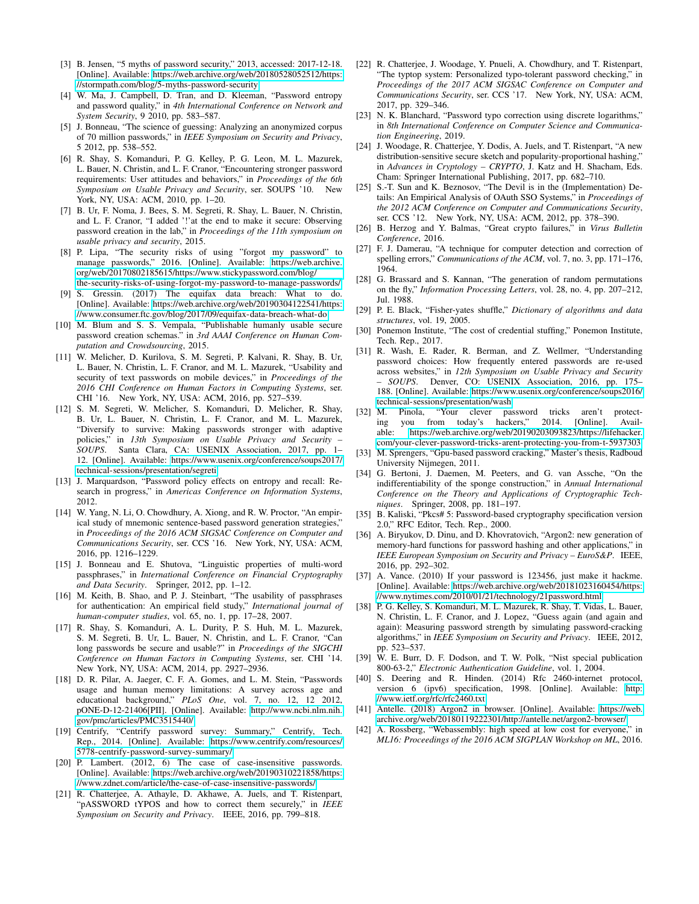[3] B. Jensen, "5 myths of password security," 2013, accessed: 2017-12-18. [Online]. Available: https://web.archive.org/web/20180528052512/https://stormpath.com/blog/5-myths-password-security

[4] W. Ma, J. Campbell, D. Tran, and D. Kleeman, "Password entropy and password quality," in *4th International Conference on Network and System Security*, 9 2010, pp. 583–587.

[5] J. Bonneau, "The science of guessing: Analyzing an anonymized corpus of 70 million passwords," in *IEEE Symposium on Security and Privacy*, 5 2012, pp. 538–552.

[6] R. Shay, S. Komanduri, P. G. Kelley, P. G. Leon, M. L. Mazurek, L. Bauer, N. Christin, and L. F. Cranor, "Encountering stronger password requirements: User attitudes and behaviors," in *Proceedings of the 6th Symposium on Usable Privacy and Security*, ser. SOUPS '10. New York, NY, USA: ACM, 2010, pp. 1–20.

[7] B. Ur, F. Noma, J. Bees, S. M. Segreti, R. Shay, L. Bauer, N. Christin, and L. F. Cranor, "I added '!'at the end to make it secure: Observing password creation in the lab," in *Proceedings of the 11th symposium on usable privacy and security*, 2015.

[8] P. Lipa, "The security risks of using "forgot my password" to manage passwords," 2016. [Online]. Available: https://web.archive.org/web/20170802185615/https://www.stickypassword.com/blog/the-security-risks-of-using-forgot-my-password-to-manage-passwords/

[9] S. Gressin. (2017) The equifax data breach: What to do. [Online]. Available: https://web.archive.org/web/20190304122541/https://www.consumer.ftc.gov/blog/2017/09/equifax-data-breach-what-do

[10] M. Blum and S. S. Vempala, "Publishable humanly usable secure password creation schemas." in *3rd AAAI Conference on Human Computation and Crowdsourcing*, 2015.

[11] W. Melicher, D. Kurilova, S. M. Segreti, P. Kalvani, R. Shay, B. Ur, L. Bauer, N. Christin, L. F. Cranor, and M. L. Mazurek, "Usability and security of text passwords on mobile devices," in *Proceedings of the 2016 CHI Conference on Human Factors in Computing Systems*, ser. CHI '16. New York, NY, USA: ACM, 2016, pp. 527–539.

[12] S. M. Segreti, W. Melicher, S. Komanduri, D. Melicher, R. Shay, B. Ur, L. Bauer, N. Christin, L. F. Cranor, and M. L. Mazurek, "Diversify to survive: Making passwords stronger with adaptive policies," in *13th Symposium on Usable Privacy and Security – SOUPS*. Santa Clara, CA: USENIX Association, 2017, pp. 1–12. [Online]. Available: https://www.usenix.org/conference/soups2017/technical-sessions/presentation/segreti

[13] J. Marquardson, "Password policy effects on entropy and recall: Research in progress," in *Americas Conference on Information Systems*, 2012.

[14] W. Yang, N. Li, O. Chowdhury, A. Xiong, and R. W. Proctor, "An empirical study of mnemonic sentence-based password generation strategies," in *Proceedings of the 2016 ACM SIGSAC Conference on Computer and Communications Security*, ser. CCS '16. New York, NY, USA: ACM, 2016, pp. 1216–1229.

[15] J. Bonneau and E. Shutova, "Linguistic properties of multi-word passphrases," in *International Conference on Financial Cryptography and Data Security*. Springer, 2012, pp. 1–12.

[16] M. Keith, B. Shao, and P. J. Steinbart, "The usability of passphrases for authentication: An empirical field study," *International journal of human-computer studies*, vol. 65, no. 1, pp. 17–28, 2007.

[17] R. Shay, S. Komanduri, A. L. Durity, P. S. Huh, M. L. Mazurek, S. M. Segreti, B. Ur, L. Bauer, N. Christin, and L. F. Cranor, "Can long passwords be secure and usable?" in *Proceedings of the SIGCHI Conference on Human Factors in Computing Systems*, ser. CHI '14. New York, NY, USA: ACM, 2014, pp. 2927–2936.

[18] D. R. Pilar, A. Jaeger, C. F. A. Gomes, and L. M. Stein, "Passwords usage and human memory limitations: A survey across age and educational background," *PLoS One*, vol. 7, no. 12, 12 2012, pONE-D-12-21406[PII]. [Online]. Available: http://www.ncbi.nlm.nih.gov/pmc/articles/PMC3515440/

[19] Centrify, "Centrify password survey: Summary," Centrify, Tech. Rep., 2014. [Online]. Available: https://www.centrify.com/resources/5778-centrify-password-survey-summary/

[20] P. Lambert. (2012, 6) The case of case-insensitive passwords. [Online]. Available: https://web.archive.org/web/20190310221858/https://www.zdnet.com/article/the-case-of-case-insensitive-passwords/

[21] R. Chatterjee, A. Athayle, D. Akhawe, A. Juels, and T. Ristenpart, "pASSWORD tYPOS and how to correct them securely," in *IEEE Symposium on Security and Privacy*. IEEE, 2016, pp. 799–818.

[22] R. Chatterjee, J. Woodage, Y. Pnueli, A. Chowdhury, and T. Ristenpart, "The typtop system: Personalized typo-tolerant password checking," in *Proceedings of the 2017 ACM SIGSAC Conference on Computer and Communications Security*, ser. CCS '17. New York, NY, USA: ACM, 2017, pp. 329–346.

[23] N. K. Blanchard, "Password typo correction using discrete logarithms," in *8th International Conference on Computer Science and Communication Engineering*, 2019.

[24] J. Woodage, R. Chatterjee, Y. Dodis, A. Juels, and T. Ristenpart, "A new distribution-sensitive secure sketch and popularity-proportional hashing," in *Advances in Cryptology – CRYPTO*, J. Katz and H. Shacham, Eds. Cham: Springer International Publishing, 2017, pp. 682–710.

[25] S.-T. Sun and K. Beznosov, "The Devil is in the (Implementation) Details: An Empirical Analysis of OAuth SSO Systems," in *Proceedings of the 2012 ACM Conference on Computer and Communications Security*, ser. CCS '12. New York, NY, USA: ACM, 2012, pp. 378–390.

[26] B. Herzog and Y. Balmas, "Great crypto failures," in *Virus Bulletin Conference*, 2016.

[27] F. J. Damerau, "A technique for computer detection and correction of spelling errors," *Communications of the ACM*, vol. 7, no. 3, pp. 171–176, 1964.

[28] G. Brassard and S. Kannan, "The generation of random permutations on the fly," *Information Processing Letters*, vol. 28, no. 4, pp. 207–212, Jul. 1988.

[29] P. E. Black, "Fisher-yates shuffle," *Dictionary of algorithms and data structures*, vol. 19, 2005.

[30] Ponemon Institute, "The cost of credential stuffing," Ponemon Institute, Tech. Rep., 2017.

[31] R. Wash, E. Rader, R. Berman, and Z. Wellmer, "Understanding password choices: How frequently entered passwords are re-used across websites," in *12th Symposium on Usable Privacy and Security – SOUPS*. Denver, CO: USENIX Association, 2016, pp. 175–188. [Online]. Available: https://www.usenix.org/conference/soups2016/technical-sessions/presentation/wash

[32] M. Pinola, "Your clever password tricks aren't protecting you from today's hackers," 2014. [Online]. Available: https://web.archive.org/web/20190203093823/https://lifehacker.com/your-clever-password-tricks-arent-protecting-you-from-t-5937303

[33] M. Sprengers, "Gpu-based password cracking," Master's thesis, Radboud University Nijmegen, 2011.

[34] G. Bertoni, J. Daemen, M. Peeters, and G. van Assche, "On the indifferentiability of the sponge construction," in *Annual International Conference on the Theory and Applications of Cryptographic Techniques*. Springer, 2008, pp. 181–197.

[35] B. Kaliski, "Pkcs# 5: Password-based cryptography specification version 2.0," RFC Editor, Tech. Rep., 2000.

[36] A. Biryukov, D. Dinu, and D. Khovratovich, "Argon2: new generation of memory-hard functions for password hashing and other applications," in *IEEE European Symposium on Security and Privacy – EuroS&P*. IEEE, 2016, pp. 292–302.

[37] A. Vance. (2010) If your password is 123456, just make it hackme. [Online]. Available: https://web.archive.org/web/20181023160454/https://www.nytimes.com/2010/01/21/technology/21password.html

[38] P. G. Kelley, S. Komanduri, M. L. Mazurek, R. Shay, T. Vidas, L. Bauer, N. Christin, L. F. Cranor, and J. Lopez, "Guess again (and again and again): Measuring password strength by simulating password-cracking algorithms," in *IEEE Symposium on Security and Privacy*. IEEE, 2012, pp. 523–537.

[39] W. E. Burr, D. F. Dodson, and T. W. Polk, "Nist special publication 800-63-2," *Electronic Authentication Guideline*, vol. 1, 2004.

[40] S. Deering and R. Hinden. (2014) Rfc 2460-internet protocol, version 6 (ipv6) specification, 1998. [Online]. Available: http://www.ietf.org/rfc/rfc2460.txt

[41] Antelle. (2018) Argon2 in browser. [Online]. Available: https://web.archive.org/web/20180119222301/http://antelle.net/argon2-browser/

[42] A. Rossberg, "Webassembly: high speed at low cost for everyone," in *ML16: Proceedings of the 2016 ACM SIGPLAN Workshop on ML*, 2016.